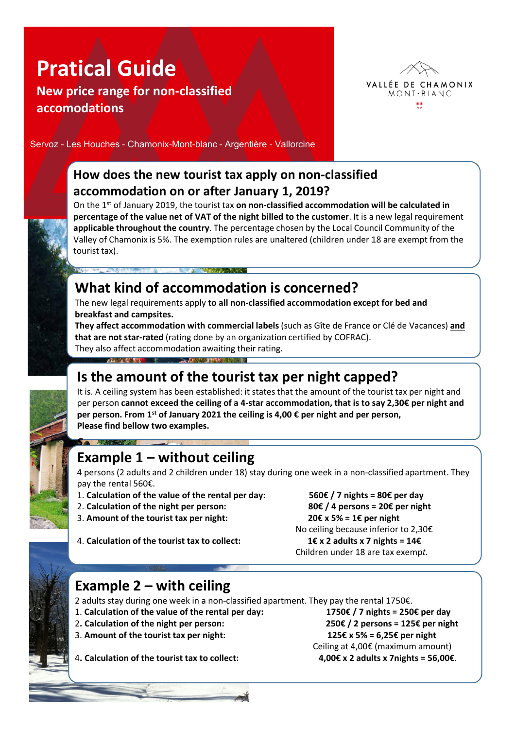# Pratical Guide

**New price range for non-classified accomodations**

VALLÉE DE CHAMONIX MONT-BLANC

Servoz - Les Houches - Chamonix-Mont-blanc - Argentière - Vallorcine

## How does the new tourist tax apply on non-classified accommodation on or after January 1, 2019?

On the 1st of January 2019, the tourist tax **on non-classified accommodation will be calculated in percentage of the value net of VAT of the night billed to the customer**. It is a new legal requirement **applicable throughout the country**. The percentage chosen by the Local Council Community of the Valley of Chamonix is 5%. The exemption rules are unaltered (children under 18 are exempt from the tourist tax).

## What kind of accommodation is concerned?

The new legal requirements apply **to all non-classified accommodation except for bed and breakfast and campsites.**

**They affect accommodation with commercial labels** (such as Gîte de France or Clé de Vacances) **and that are not star-rated** (rating done by an organization certified by COFRAC).

They also affect accommodation awaiting their rating.

## Is the amount of the tourist tax per night capped?

It is. A ceiling system has been established: it states that the amount of the tourist tax per night and per person **cannot exceed the ceiling of a 4-star accommodation, that is to say 2,30€ per night and per person. From 1st of January 2021 the ceiling is 4,00 € per night and per person,**
**Please find bellow two examples.**

## Example 1 – without ceiling

4 persons (2 adults and 2 children under 18) stay during one week in a non-classified apartment. They pay the rental 560€.

1. **Calculation of the value of the rental per day:** **560€ / 7 nights = 80€ per day**
2. **Calculation of the night per person:** **80€ / 4 persons = 20€ per night**
3. **Amount of the tourist tax per night:** **20€ x 5% = 1€ per night**
   No ceiling because inferior to 2,30€
4. **Calculation of the tourist tax to collect:** **1€ x 2 adults x 7 nights = 14€**
   Children under 18 are tax exempt*.*

## Example 2 – with ceiling

2 adults stay during one week in a non-classified apartment. They pay the rental 1750€.

1. **Calculation of the value of the rental per day:** **1750€ / 7 nights = 250€ per day**
2. **Calculation of the night per person:** **250€ / 2 persons = 125€ per night**
3. **Amount of the tourist tax per night:** **125€ x 5% = 6,25€ per night**
   <u>Ceiling at 4,00€ (maximum amount)</u>
4. **Calculation of the tourist tax to collect:** **4,00€ x 2 adults x 7nights = 56,00€**.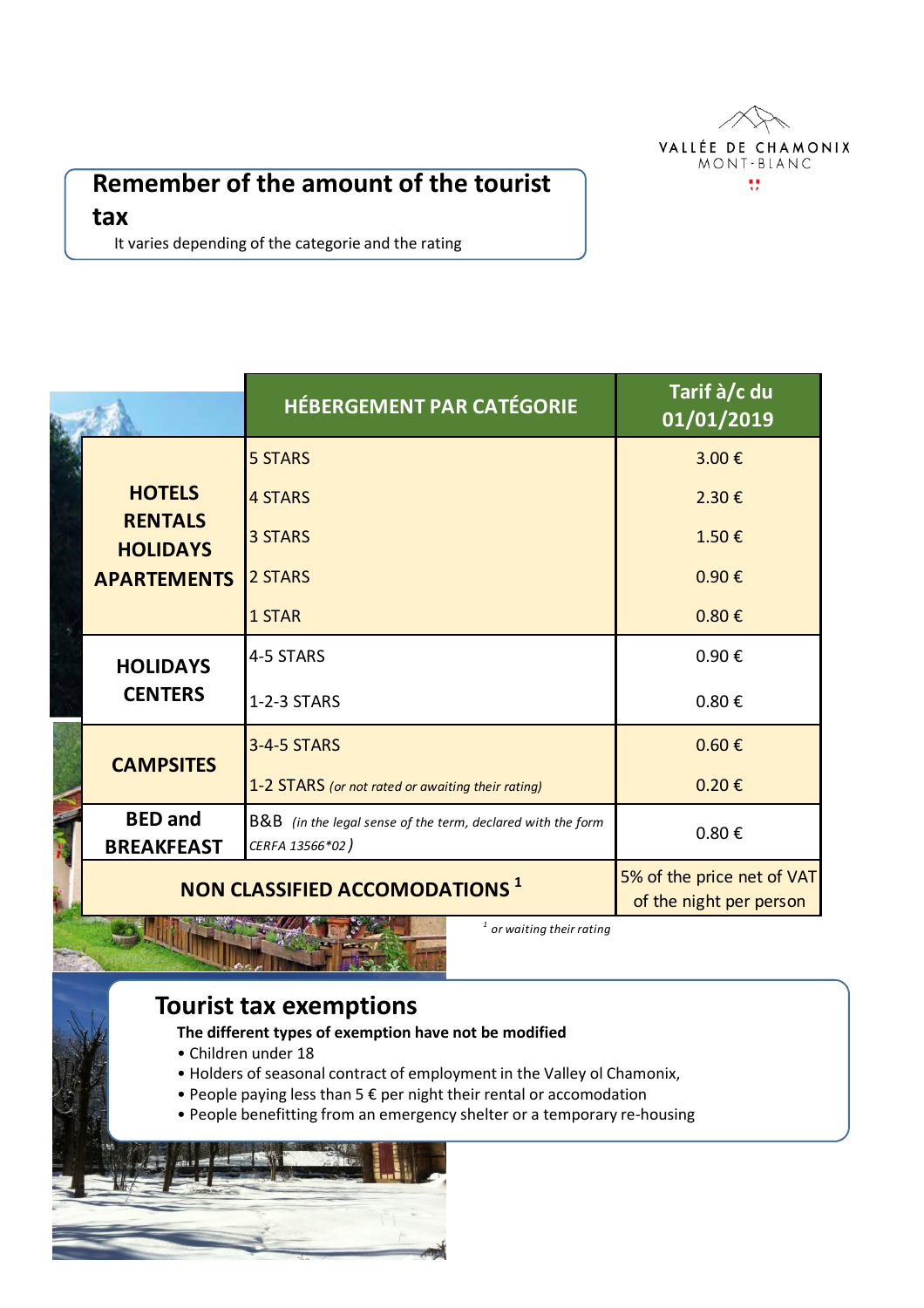VALLÉE DE CHAMONIX
MONT-BLANC

## Remember of the amount of the tourist tax

It varies depending of the categorie and the rating

| | HÉBERGEMENT PAR CATÉGORIE | Tarif à/c du 01/01/2019 |
|---|---|---|
| **HOTELS RENTALS HOLIDAYS APARTEMENTS** | 5 STARS | 3.00 € |
| | 4 STARS | 2.30 € |
| | 3 STARS | 1.50 € |
| | 2 STARS | 0.90 € |
| | 1 STAR | 0.80 € |
| **HOLIDAYS CENTERS** | 4-5 STARS | 0.90 € |
| | 1-2-3 STARS | 0.80 € |
| **CAMPSITES** | 3-4-5 STARS | 0.60 € |
| | 1-2 STARS *(or not rated or awaiting their rating)* | 0.20 € |
| **BED and BREAKFEAST** | B&B *(in the legal sense of the term, declared with the form CERFA 13566*02)* | 0.80 € |
| **NON CLASSIFIED ACCOMODATIONS** [1] | | 5% of the price net of VAT of the night per person |

[1] *or waiting their rating*

## Tourist tax exemptions

**The different types of exemption have not be modified**

- Children under 18
- Holders of seasonal contract of employment in the Valley ol Chamonix,
- People paying less than 5 € per night their rental or accomodation
- People benefitting from an emergency shelter or a temporary re-housing